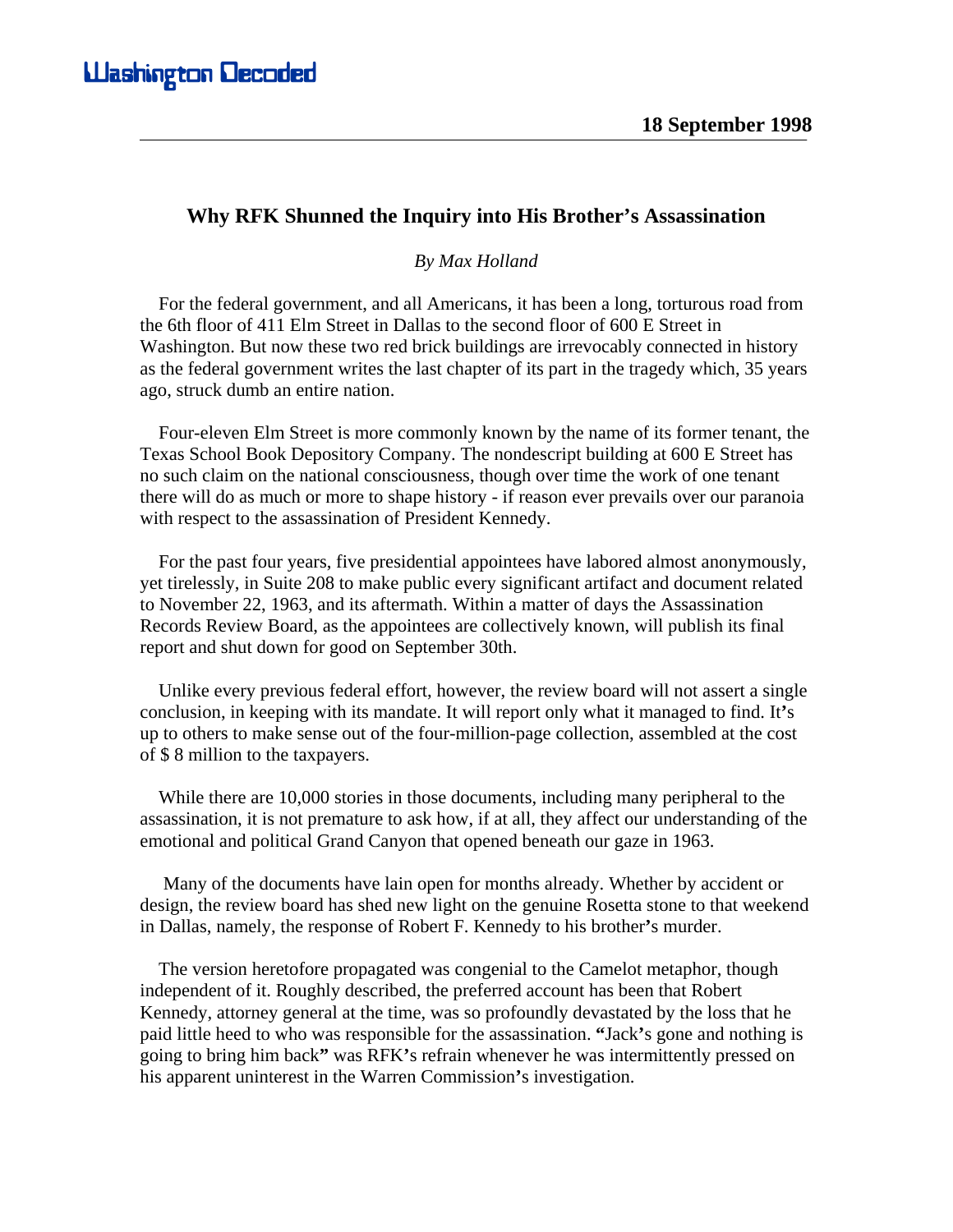**Washington Decoded**

**18 September 1998**

## Why RFK Shunned the Inquiry into His Brother's Assassination

*By Max Holland*

For the federal government, and all Americans, it has been a long, torturous road from the 6th floor of 411 Elm Street in Dallas to the second floor of 600 E Street in Washington. But now these two red brick buildings are irrevocably connected in history as the federal government writes the last chapter of its part in the tragedy which, 35 years ago, struck dumb an entire nation.

Four-eleven Elm Street is more commonly known by the name of its former tenant, the Texas School Book Depository Company. The nondescript building at 600 E Street has no such claim on the national consciousness, though over time the work of one tenant there will do as much or more to shape history - if reason ever prevails over our paranoia with respect to the assassination of President Kennedy.

For the past four years, five presidential appointees have labored almost anonymously, yet tirelessly, in Suite 208 to make public every significant artifact and document related to November 22, 1963, and its aftermath. Within a matter of days the Assassination Records Review Board, as the appointees are collectively known, will publish its final report and shut down for good on September 30th.

Unlike every previous federal effort, however, the review board will not assert a single conclusion, in keeping with its mandate. It will report only what it managed to find. It's up to others to make sense out of the four-million-page collection, assembled at the cost of $ 8 million to the taxpayers.

While there are 10,000 stories in those documents, including many peripheral to the assassination, it is not premature to ask how, if at all, they affect our understanding of the emotional and political Grand Canyon that opened beneath our gaze in 1963.

Many of the documents have lain open for months already. Whether by accident or design, the review board has shed new light on the genuine Rosetta stone to that weekend in Dallas, namely, the response of Robert F. Kennedy to his brother's murder.

The version heretofore propagated was congenial to the Camelot metaphor, though independent of it. Roughly described, the preferred account has been that Robert Kennedy, attorney general at the time, was so profoundly devastated by the loss that he paid little heed to who was responsible for the assassination. "Jack's gone and nothing is going to bring him back" was RFK's refrain whenever he was intermittently pressed on his apparent uninterest in the Warren Commission's investigation.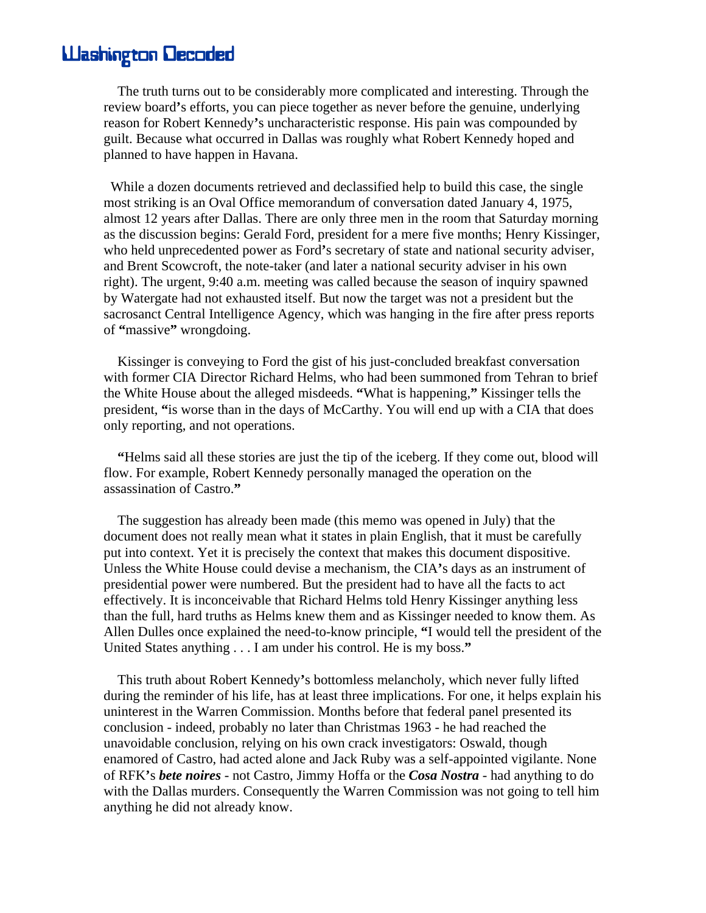The truth turns out to be considerably more complicated and interesting. Through the review board's efforts, you can piece together as never before the genuine, underlying reason for Robert Kennedy's uncharacteristic response. His pain was compounded by guilt. Because what occurred in Dallas was roughly what Robert Kennedy hoped and planned to have happen in Havana.

While a dozen documents retrieved and declassified help to build this case, the single most striking is an Oval Office memorandum of conversation dated January 4, 1975, almost 12 years after Dallas. There are only three men in the room that Saturday morning as the discussion begins: Gerald Ford, president for a mere five months; Henry Kissinger, who held unprecedented power as Ford's secretary of state and national security adviser, and Brent Scowcroft, the note-taker (and later a national security adviser in his own right). The urgent, 9:40 a.m. meeting was called because the season of inquiry spawned by Watergate had not exhausted itself. But now the target was not a president but the sacrosanct Central Intelligence Agency, which was hanging in the fire after press reports of "massive" wrongdoing.

Kissinger is conveying to Ford the gist of his just-concluded breakfast conversation with former CIA Director Richard Helms, who had been summoned from Tehran to brief the White House about the alleged misdeeds. "What is happening," Kissinger tells the president, "is worse than in the days of McCarthy. You will end up with a CIA that does only reporting, and not operations.

"Helms said all these stories are just the tip of the iceberg. If they come out, blood will flow. For example, Robert Kennedy personally managed the operation on the assassination of Castro."

The suggestion has already been made (this memo was opened in July) that the document does not really mean what it states in plain English, that it must be carefully put into context. Yet it is precisely the context that makes this document dispositive. Unless the White House could devise a mechanism, the CIA's days as an instrument of presidential power were numbered. But the president had to have all the facts to act effectively. It is inconceivable that Richard Helms told Henry Kissinger anything less than the full, hard truths as Helms knew them and as Kissinger needed to know them. As Allen Dulles once explained the need-to-know principle, "I would tell the president of the United States anything . . . I am under his control. He is my boss."

This truth about Robert Kennedy's bottomless melancholy, which never fully lifted during the reminder of his life, has at least three implications. For one, it helps explain his uninterest in the Warren Commission. Months before that federal panel presented its conclusion - indeed, probably no later than Christmas 1963 - he had reached the unavoidable conclusion, relying on his own crack investigators: Oswald, though enamored of Castro, had acted alone and Jack Ruby was a self-appointed vigilante. None of RFK's ***bete noires*** - not Castro, Jimmy Hoffa or the ***Cosa Nostra*** - had anything to do with the Dallas murders. Consequently the Warren Commission was not going to tell him anything he did not already know.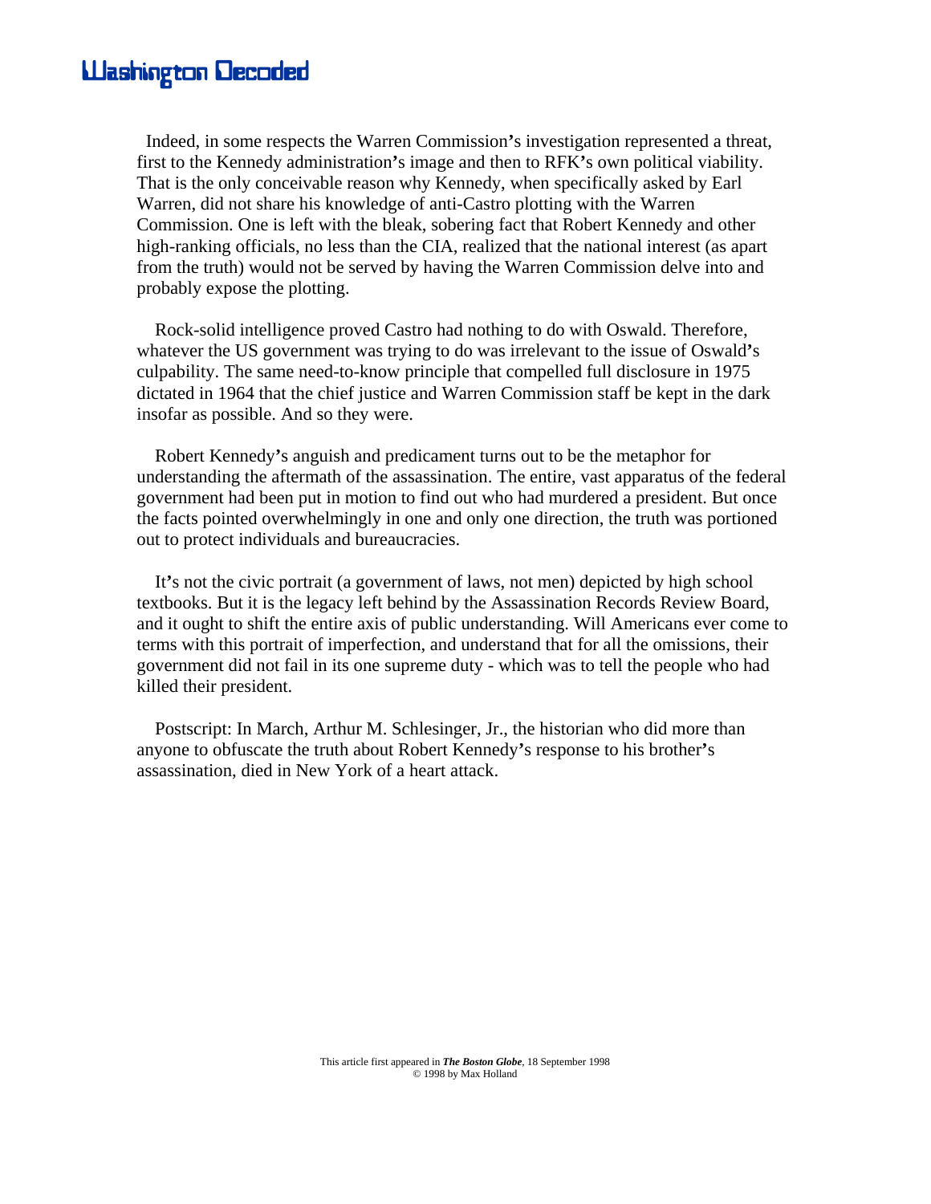Indeed, in some respects the Warren Commission's investigation represented a threat, first to the Kennedy administration's image and then to RFK's own political viability. That is the only conceivable reason why Kennedy, when specifically asked by Earl Warren, did not share his knowledge of anti-Castro plotting with the Warren Commission. One is left with the bleak, sobering fact that Robert Kennedy and other high-ranking officials, no less than the CIA, realized that the national interest (as apart from the truth) would not be served by having the Warren Commission delve into and probably expose the plotting.

Rock-solid intelligence proved Castro had nothing to do with Oswald. Therefore, whatever the US government was trying to do was irrelevant to the issue of Oswald's culpability. The same need-to-know principle that compelled full disclosure in 1975 dictated in 1964 that the chief justice and Warren Commission staff be kept in the dark insofar as possible. And so they were.

Robert Kennedy's anguish and predicament turns out to be the metaphor for understanding the aftermath of the assassination. The entire, vast apparatus of the federal government had been put in motion to find out who had murdered a president. But once the facts pointed overwhelmingly in one and only one direction, the truth was portioned out to protect individuals and bureaucracies.

It's not the civic portrait (a government of laws, not men) depicted by high school textbooks. But it is the legacy left behind by the Assassination Records Review Board, and it ought to shift the entire axis of public understanding. Will Americans ever come to terms with this portrait of imperfection, and understand that for all the omissions, their government did not fail in its one supreme duty - which was to tell the people who had killed their president.

Postscript: In March, Arthur M. Schlesinger, Jr., the historian who did more than anyone to obfuscate the truth about Robert Kennedy's response to his brother's assassination, died in New York of a heart attack.

This article first appeared in ***The Boston Globe***, 18 September 1998
© 1998 by Max Holland